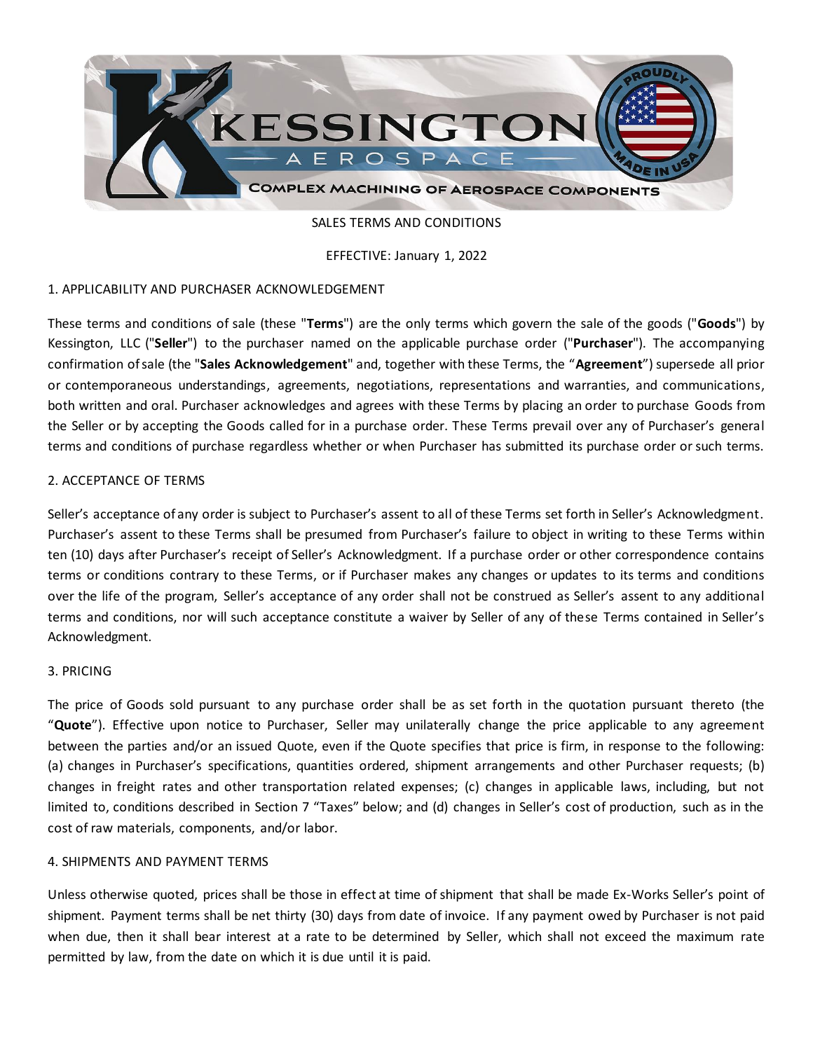SALES TERMS AND CONDITIONS

EFFECTIVE: January 1, 2022

## 1. APPLICABILITY AND PURCHASER ACKNOWLEDGEMENT

These terms and conditions of sale (these "**Terms**") are the only terms which govern the sale of the goods ("**Goods**") by Kessington, LLC ("**Seller**") to the purchaser named on the applicable purchase order ("**Purchaser**"). The accompanying confirmation of sale (the "**Sales Acknowledgement**" and, together with these Terms, the "**Agreement**") supersede all prior or contemporaneous understandings, agreements, negotiations, representations and warranties, and communications, both written and oral. Purchaser acknowledges and agrees with these Terms by placing an order to purchase Goods from the Seller or by accepting the Goods called for in a purchase order. These Terms prevail over any of Purchaser's general terms and conditions of purchase regardless whether or when Purchaser has submitted its purchase order or such terms.

## 2. ACCEPTANCE OF TERMS

Seller's acceptance of any order is subject to Purchaser's assent to all of these Terms set forth in Seller's Acknowledgment. Purchaser's assent to these Terms shall be presumed from Purchaser's failure to object in writing to these Terms within ten (10) days after Purchaser's receipt of Seller's Acknowledgment. If a purchase order or other correspondence contains terms or conditions contrary to these Terms, or if Purchaser makes any changes or updates to its terms and conditions over the life of the program, Seller's acceptance of any order shall not be construed as Seller's assent to any additional terms and conditions, nor will such acceptance constitute a waiver by Seller of any of these Terms contained in Seller's Acknowledgment.

## 3. PRICING

The price of Goods sold pursuant to any purchase order shall be as set forth in the quotation pursuant thereto (the "**Quote**"). Effective upon notice to Purchaser, Seller may unilaterally change the price applicable to any agreement between the parties and/or an issued Quote, even if the Quote specifies that price is firm, in response to the following: (a) changes in Purchaser's specifications, quantities ordered, shipment arrangements and other Purchaser requests; (b) changes in freight rates and other transportation related expenses; (c) changes in applicable laws, including, but not limited to, conditions described in Section 7 "Taxes" below; and (d) changes in Seller's cost of production, such as in the cost of raw materials, components, and/or labor.

## 4. SHIPMENTS AND PAYMENT TERMS

Unless otherwise quoted, prices shall be those in effect at time of shipment that shall be made Ex-Works Seller's point of shipment. Payment terms shall be net thirty (30) days from date of invoice. If any payment owed by Purchaser is not paid when due, then it shall bear interest at a rate to be determined by Seller, which shall not exceed the maximum rate permitted by law, from the date on which it is due until it is paid.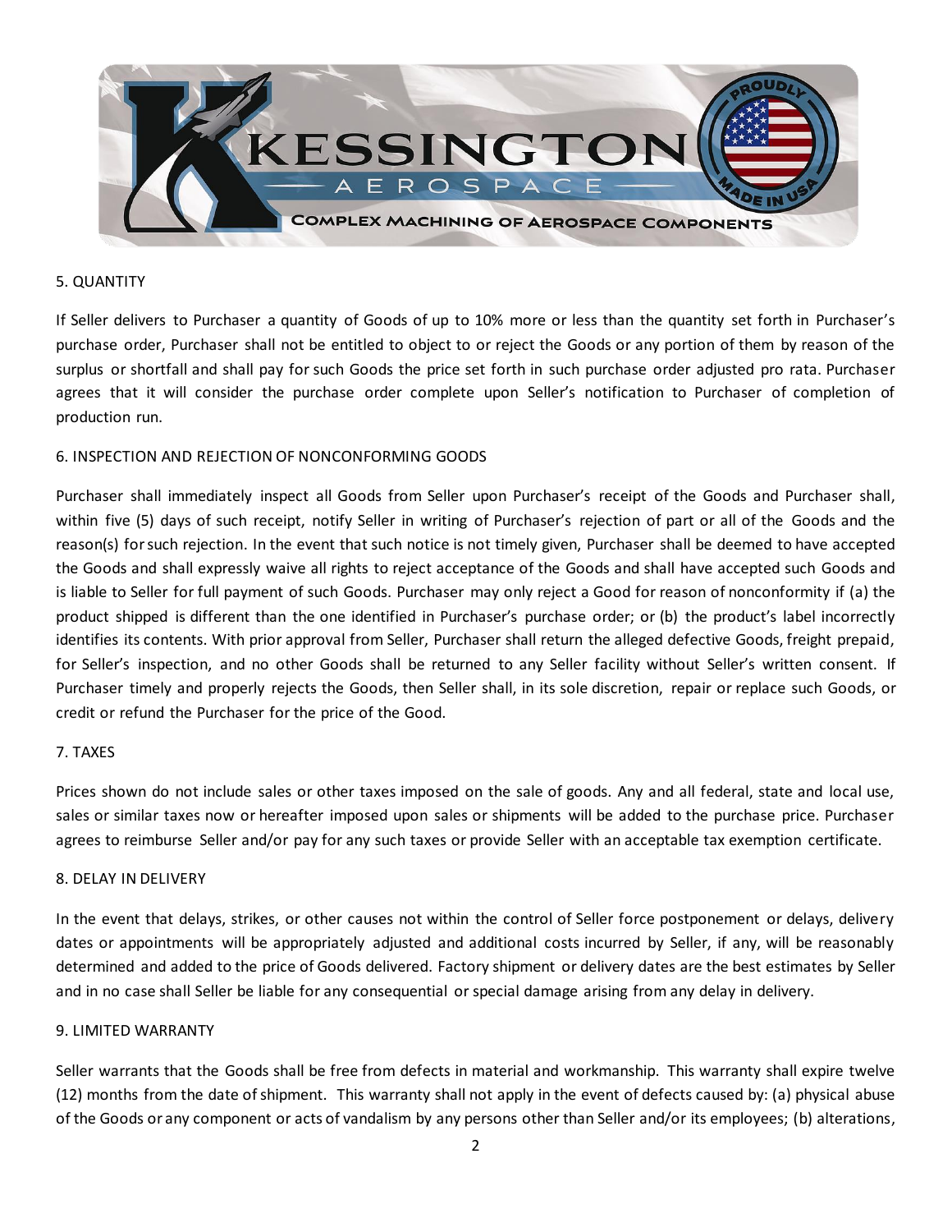## 5. QUANTITY

If Seller delivers to Purchaser a quantity of Goods of up to 10% more or less than the quantity set forth in Purchaser's purchase order, Purchaser shall not be entitled to object to or reject the Goods or any portion of them by reason of the surplus or shortfall and shall pay for such Goods the price set forth in such purchase order adjusted pro rata. Purchaser agrees that it will consider the purchase order complete upon Seller's notification to Purchaser of completion of production run.

## 6. INSPECTION AND REJECTION OF NONCONFORMING GOODS

Purchaser shall immediately inspect all Goods from Seller upon Purchaser's receipt of the Goods and Purchaser shall, within five (5) days of such receipt, notify Seller in writing of Purchaser's rejection of part or all of the Goods and the reason(s) for such rejection. In the event that such notice is not timely given, Purchaser shall be deemed to have accepted the Goods and shall expressly waive all rights to reject acceptance of the Goods and shall have accepted such Goods and is liable to Seller for full payment of such Goods. Purchaser may only reject a Good for reason of nonconformity if (a) the product shipped is different than the one identified in Purchaser's purchase order; or (b) the product's label incorrectly identifies its contents. With prior approval from Seller, Purchaser shall return the alleged defective Goods, freight prepaid, for Seller's inspection, and no other Goods shall be returned to any Seller facility without Seller's written consent. If Purchaser timely and properly rejects the Goods, then Seller shall, in its sole discretion, repair or replace such Goods, or credit or refund the Purchaser for the price of the Good.

## 7. TAXES

Prices shown do not include sales or other taxes imposed on the sale of goods. Any and all federal, state and local use, sales or similar taxes now or hereafter imposed upon sales or shipments will be added to the purchase price. Purchaser agrees to reimburse Seller and/or pay for any such taxes or provide Seller with an acceptable tax exemption certificate.

## 8. DELAY IN DELIVERY

In the event that delays, strikes, or other causes not within the control of Seller force postponement or delays, delivery dates or appointments will be appropriately adjusted and additional costs incurred by Seller, if any, will be reasonably determined and added to the price of Goods delivered. Factory shipment or delivery dates are the best estimates by Seller and in no case shall Seller be liable for any consequential or special damage arising from any delay in delivery.

## 9. LIMITED WARRANTY

Seller warrants that the Goods shall be free from defects in material and workmanship. This warranty shall expire twelve (12) months from the date of shipment. This warranty shall not apply in the event of defects caused by: (a) physical abuse of the Goods or any component or acts of vandalism by any persons other than Seller and/or its employees; (b) alterations,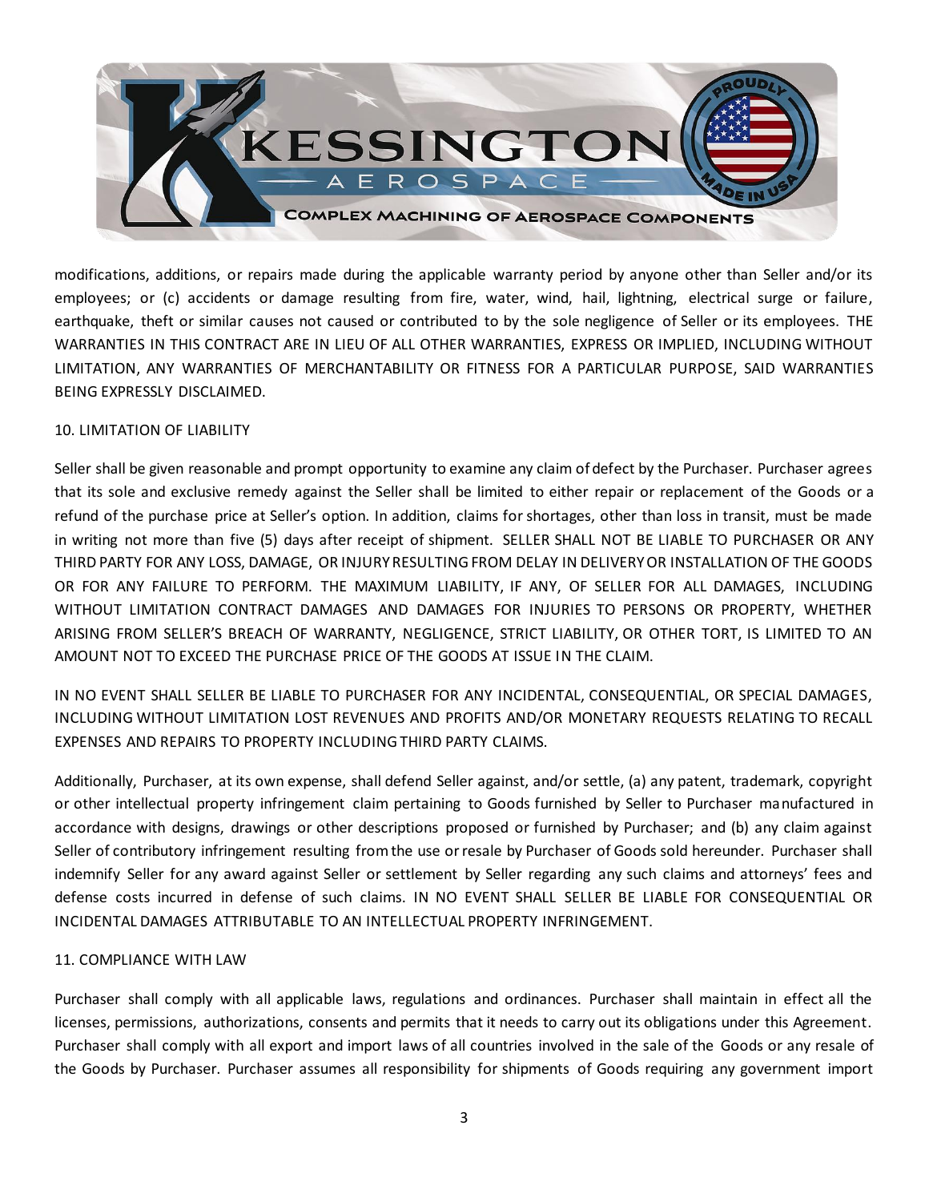modifications, additions, or repairs made during the applicable warranty period by anyone other than Seller and/or its employees; or (c) accidents or damage resulting from fire, water, wind, hail, lightning, electrical surge or failure, earthquake, theft or similar causes not caused or contributed to by the sole negligence of Seller or its employees. THE WARRANTIES IN THIS CONTRACT ARE IN LIEU OF ALL OTHER WARRANTIES, EXPRESS OR IMPLIED, INCLUDING WITHOUT LIMITATION, ANY WARRANTIES OF MERCHANTABILITY OR FITNESS FOR A PARTICULAR PURPOSE, SAID WARRANTIES BEING EXPRESSLY DISCLAIMED.

10. LIMITATION OF LIABILITY

Seller shall be given reasonable and prompt opportunity to examine any claim of defect by the Purchaser. Purchaser agrees that its sole and exclusive remedy against the Seller shall be limited to either repair or replacement of the Goods or a refund of the purchase price at Seller's option. In addition, claims for shortages, other than loss in transit, must be made in writing not more than five (5) days after receipt of shipment. SELLER SHALL NOT BE LIABLE TO PURCHASER OR ANY THIRD PARTY FOR ANY LOSS, DAMAGE, OR INJURY RESULTING FROM DELAY IN DELIVERY OR INSTALLATION OF THE GOODS OR FOR ANY FAILURE TO PERFORM. THE MAXIMUM LIABILITY, IF ANY, OF SELLER FOR ALL DAMAGES, INCLUDING WITHOUT LIMITATION CONTRACT DAMAGES AND DAMAGES FOR INJURIES TO PERSONS OR PROPERTY, WHETHER ARISING FROM SELLER'S BREACH OF WARRANTY, NEGLIGENCE, STRICT LIABILITY, OR OTHER TORT, IS LIMITED TO AN AMOUNT NOT TO EXCEED THE PURCHASE PRICE OF THE GOODS AT ISSUE IN THE CLAIM.

IN NO EVENT SHALL SELLER BE LIABLE TO PURCHASER FOR ANY INCIDENTAL, CONSEQUENTIAL, OR SPECIAL DAMAGES, INCLUDING WITHOUT LIMITATION LOST REVENUES AND PROFITS AND/OR MONETARY REQUESTS RELATING TO RECALL EXPENSES AND REPAIRS TO PROPERTY INCLUDING THIRD PARTY CLAIMS.

Additionally, Purchaser, at its own expense, shall defend Seller against, and/or settle, (a) any patent, trademark, copyright or other intellectual property infringement claim pertaining to Goods furnished by Seller to Purchaser manufactured in accordance with designs, drawings or other descriptions proposed or furnished by Purchaser; and (b) any claim against Seller of contributory infringement resulting from the use or resale by Purchaser of Goods sold hereunder. Purchaser shall indemnify Seller for any award against Seller or settlement by Seller regarding any such claims and attorneys' fees and defense costs incurred in defense of such claims. IN NO EVENT SHALL SELLER BE LIABLE FOR CONSEQUENTIAL OR INCIDENTAL DAMAGES ATTRIBUTABLE TO AN INTELLECTUAL PROPERTY INFRINGEMENT.

11. COMPLIANCE WITH LAW

Purchaser shall comply with all applicable laws, regulations and ordinances. Purchaser shall maintain in effect all the licenses, permissions, authorizations, consents and permits that it needs to carry out its obligations under this Agreement. Purchaser shall comply with all export and import laws of all countries involved in the sale of the Goods or any resale of the Goods by Purchaser. Purchaser assumes all responsibility for shipments of Goods requiring any government import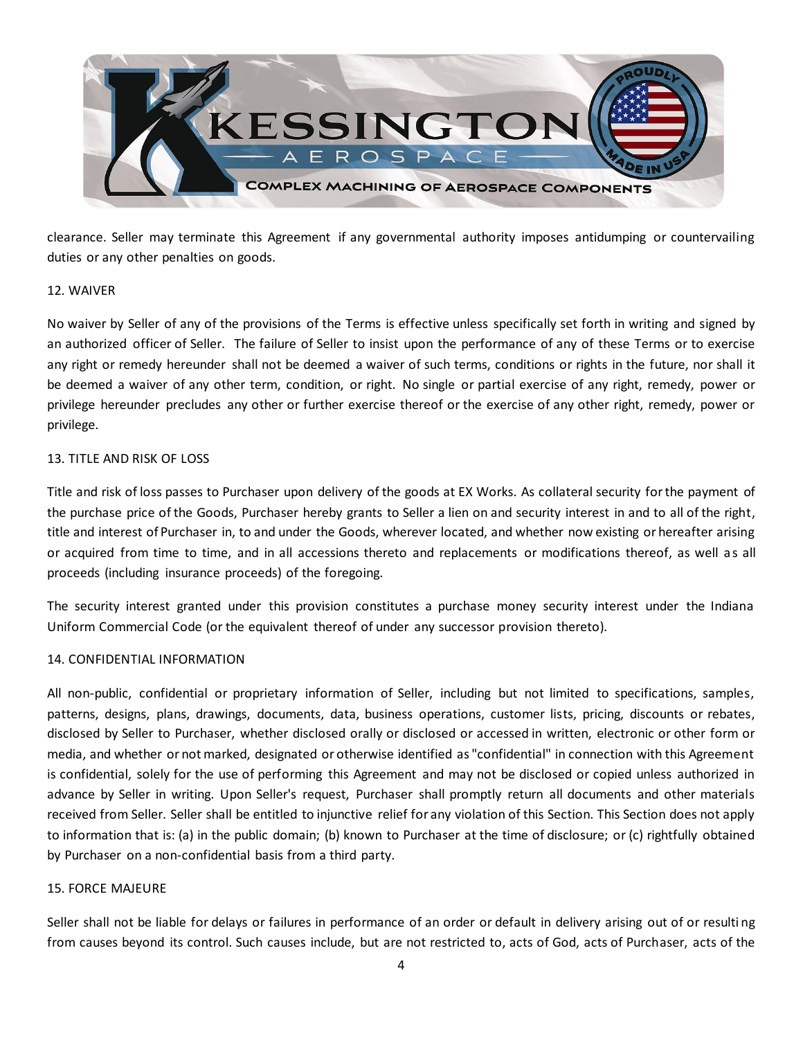clearance. Seller may terminate this Agreement if any governmental authority imposes antidumping or countervailing duties or any other penalties on goods.

## 12. WAIVER

No waiver by Seller of any of the provisions of the Terms is effective unless specifically set forth in writing and signed by an authorized officer of Seller. The failure of Seller to insist upon the performance of any of these Terms or to exercise any right or remedy hereunder shall not be deemed a waiver of such terms, conditions or rights in the future, nor shall it be deemed a waiver of any other term, condition, or right. No single or partial exercise of any right, remedy, power or privilege hereunder precludes any other or further exercise thereof or the exercise of any other right, remedy, power or privilege.

## 13. TITLE AND RISK OF LOSS

Title and risk of loss passes to Purchaser upon delivery of the goods at EX Works. As collateral security for the payment of the purchase price of the Goods, Purchaser hereby grants to Seller a lien on and security interest in and to all of the right, title and interest of Purchaser in, to and under the Goods, wherever located, and whether now existing or hereafter arising or acquired from time to time, and in all accessions thereto and replacements or modifications thereof, as well as all proceeds (including insurance proceeds) of the foregoing.

The security interest granted under this provision constitutes a purchase money security interest under the Indiana Uniform Commercial Code (or the equivalent thereof of under any successor provision thereto).

## 14. CONFIDENTIAL INFORMATION

All non-public, confidential or proprietary information of Seller, including but not limited to specifications, samples, patterns, designs, plans, drawings, documents, data, business operations, customer lists, pricing, discounts or rebates, disclosed by Seller to Purchaser, whether disclosed orally or disclosed or accessed in written, electronic or other form or media, and whether or not marked, designated or otherwise identified as "confidential" in connection with this Agreement is confidential, solely for the use of performing this Agreement and may not be disclosed or copied unless authorized in advance by Seller in writing. Upon Seller's request, Purchaser shall promptly return all documents and other materials received from Seller. Seller shall be entitled to injunctive relief for any violation of this Section. This Section does not apply to information that is: (a) in the public domain; (b) known to Purchaser at the time of disclosure; or (c) rightfully obtained by Purchaser on a non-confidential basis from a third party.

## 15. FORCE MAJEURE

Seller shall not be liable for delays or failures in performance of an order or default in delivery arising out of or resulting from causes beyond its control. Such causes include, but are not restricted to, acts of God, acts of Purchaser, acts of the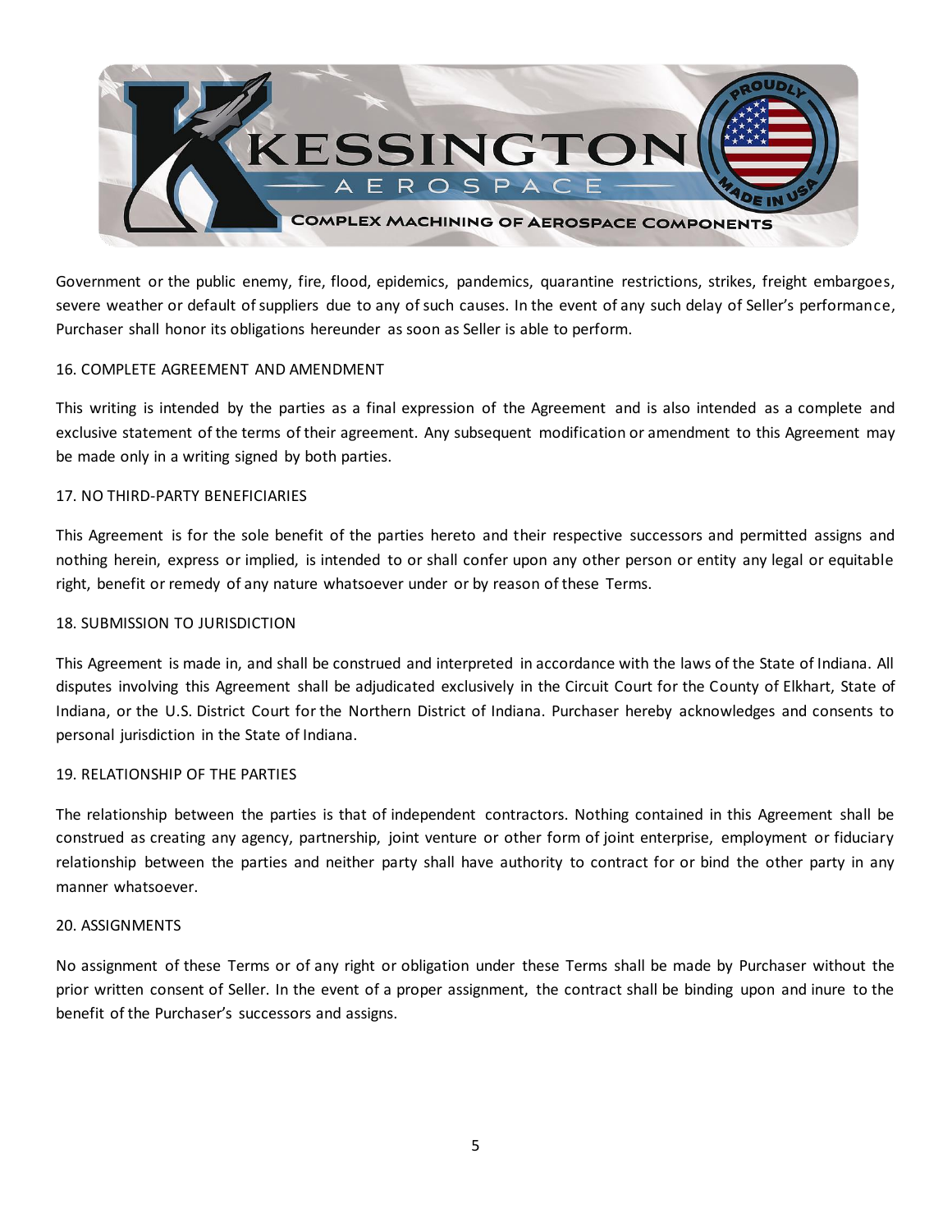Government or the public enemy, fire, flood, epidemics, pandemics, quarantine restrictions, strikes, freight embargoes, severe weather or default of suppliers due to any of such causes. In the event of any such delay of Seller's performance, Purchaser shall honor its obligations hereunder as soon as Seller is able to perform.

## 16. COMPLETE AGREEMENT AND AMENDMENT

This writing is intended by the parties as a final expression of the Agreement and is also intended as a complete and exclusive statement of the terms of their agreement. Any subsequent modification or amendment to this Agreement may be made only in a writing signed by both parties.

## 17. NO THIRD-PARTY BENEFICIARIES

This Agreement is for the sole benefit of the parties hereto and their respective successors and permitted assigns and nothing herein, express or implied, is intended to or shall confer upon any other person or entity any legal or equitable right, benefit or remedy of any nature whatsoever under or by reason of these Terms.

## 18. SUBMISSION TO JURISDICTION

This Agreement is made in, and shall be construed and interpreted in accordance with the laws of the State of Indiana. All disputes involving this Agreement shall be adjudicated exclusively in the Circuit Court for the County of Elkhart, State of Indiana, or the U.S. District Court for the Northern District of Indiana. Purchaser hereby acknowledges and consents to personal jurisdiction in the State of Indiana.

## 19. RELATIONSHIP OF THE PARTIES

The relationship between the parties is that of independent contractors. Nothing contained in this Agreement shall be construed as creating any agency, partnership, joint venture or other form of joint enterprise, employment or fiduciary relationship between the parties and neither party shall have authority to contract for or bind the other party in any manner whatsoever.

## 20. ASSIGNMENTS

No assignment of these Terms or of any right or obligation under these Terms shall be made by Purchaser without the prior written consent of Seller. In the event of a proper assignment, the contract shall be binding upon and inure to the benefit of the Purchaser's successors and assigns.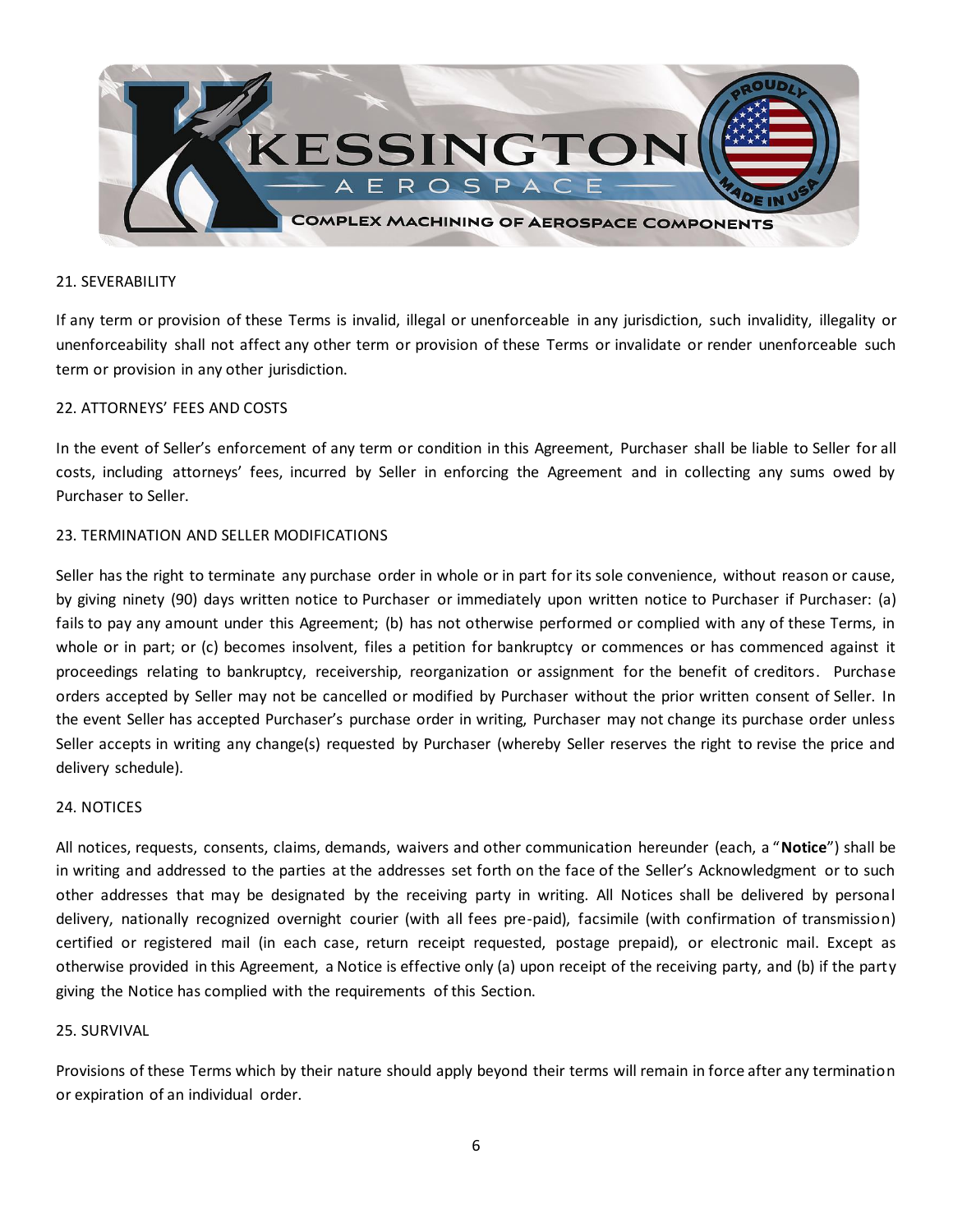## 21. SEVERABILITY

If any term or provision of these Terms is invalid, illegal or unenforceable in any jurisdiction, such invalidity, illegality or unenforceability shall not affect any other term or provision of these Terms or invalidate or render unenforceable such term or provision in any other jurisdiction.

## 22. ATTORNEYS' FEES AND COSTS

In the event of Seller's enforcement of any term or condition in this Agreement, Purchaser shall be liable to Seller for all costs, including attorneys' fees, incurred by Seller in enforcing the Agreement and in collecting any sums owed by Purchaser to Seller.

## 23. TERMINATION AND SELLER MODIFICATIONS

Seller has the right to terminate any purchase order in whole or in part for its sole convenience, without reason or cause, by giving ninety (90) days written notice to Purchaser or immediately upon written notice to Purchaser if Purchaser: (a) fails to pay any amount under this Agreement; (b) has not otherwise performed or complied with any of these Terms, in whole or in part; or (c) becomes insolvent, files a petition for bankruptcy or commences or has commenced against it proceedings relating to bankruptcy, receivership, reorganization or assignment for the benefit of creditors. Purchase orders accepted by Seller may not be cancelled or modified by Purchaser without the prior written consent of Seller. In the event Seller has accepted Purchaser's purchase order in writing, Purchaser may not change its purchase order unless Seller accepts in writing any change(s) requested by Purchaser (whereby Seller reserves the right to revise the price and delivery schedule).

## 24. NOTICES

All notices, requests, consents, claims, demands, waivers and other communication hereunder (each, a "**Notice**") shall be in writing and addressed to the parties at the addresses set forth on the face of the Seller's Acknowledgment or to such other addresses that may be designated by the receiving party in writing. All Notices shall be delivered by personal delivery, nationally recognized overnight courier (with all fees pre-paid), facsimile (with confirmation of transmission) certified or registered mail (in each case, return receipt requested, postage prepaid), or electronic mail. Except as otherwise provided in this Agreement, a Notice is effective only (a) upon receipt of the receiving party, and (b) if the party giving the Notice has complied with the requirements of this Section.

## 25. SURVIVAL

Provisions of these Terms which by their nature should apply beyond their terms will remain in force after any termination or expiration of an individual order.